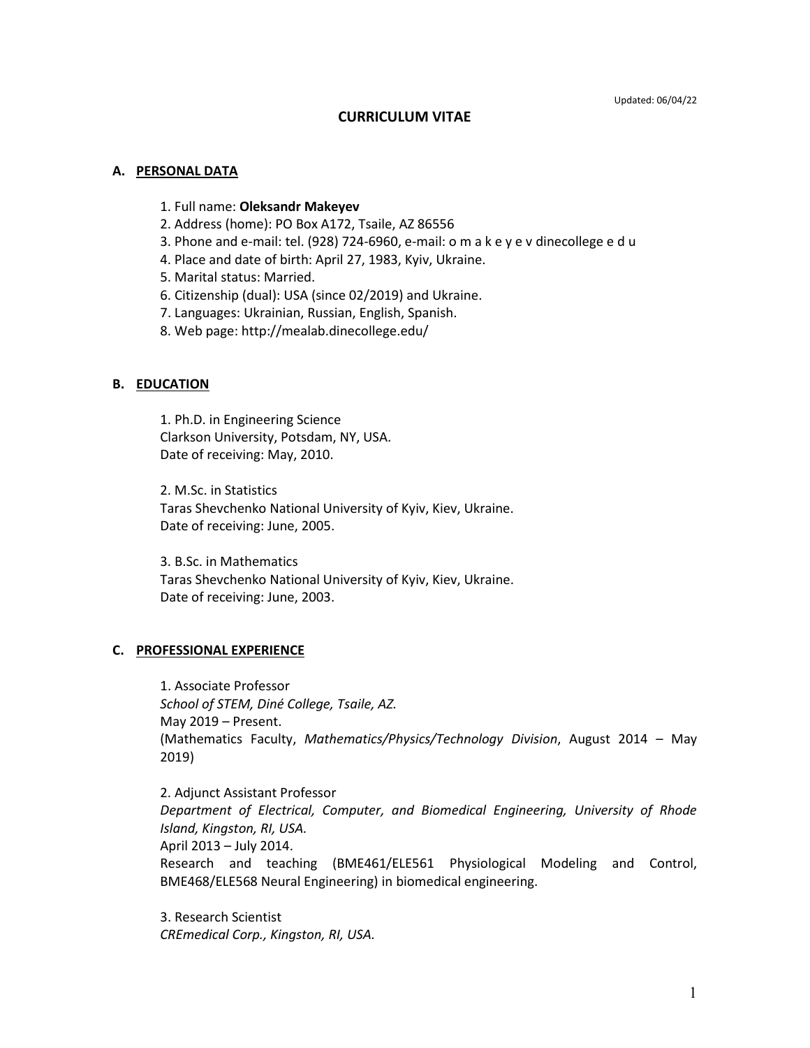Updated: 06/04/22

# CURRICULUM VITAE

## A. PERSONAL DATA

1. Full name: **Oleksandr Makeyev**
2. Address (home): PO Box A172, Tsaile, AZ 86556
3. Phone and e-mail: tel. (928) 724-6960, e-mail: o m a k e y e v dinecollege e d u
4. Place and date of birth: April 27, 1983, Kyiv, Ukraine.
5. Marital status: Married.
6. Citizenship (dual): USA (since 02/2019) and Ukraine.
7. Languages: Ukrainian, Russian, English, Spanish.
8. Web page: http://mealab.dinecollege.edu/

## B. EDUCATION

1. Ph.D. in Engineering Science
Clarkson University, Potsdam, NY, USA.
Date of receiving: May, 2010.

2. M.Sc. in Statistics
Taras Shevchenko National University of Kyiv, Kiev, Ukraine.
Date of receiving: June, 2005.

3. B.Sc. in Mathematics
Taras Shevchenko National University of Kyiv, Kiev, Ukraine.
Date of receiving: June, 2003.

## C. PROFESSIONAL EXPERIENCE

1. Associate Professor
*School of STEM, Diné College, Tsaile, AZ.*
May 2019 – Present.
(Mathematics Faculty, *Mathematics/Physics/Technology Division*, August 2014 – May 2019)

2. Adjunct Assistant Professor
*Department of Electrical, Computer, and Biomedical Engineering, University of Rhode Island, Kingston, RI, USA.*
April 2013 – July 2014.
Research and teaching (BME461/ELE561 Physiological Modeling and Control, BME468/ELE568 Neural Engineering) in biomedical engineering.

3. Research Scientist
*CREmedical Corp., Kingston, RI, USA.*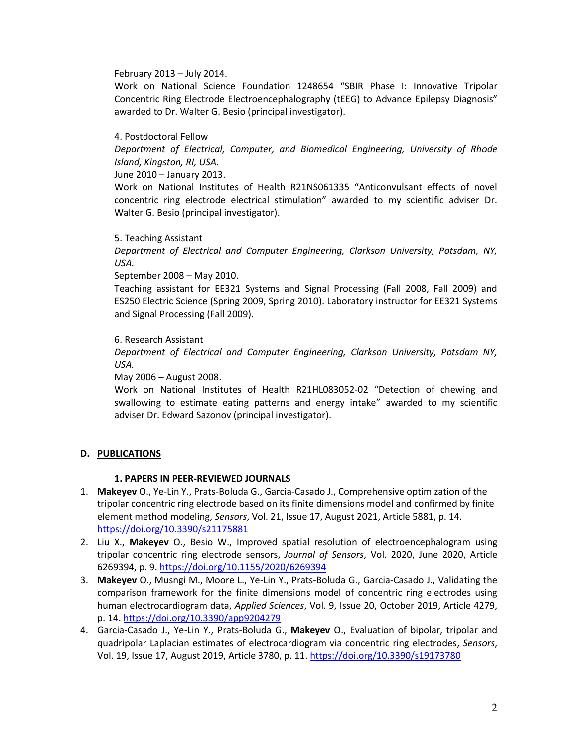February 2013 – July 2014.
Work on National Science Foundation 1248654 "SBIR Phase I: Innovative Tripolar Concentric Ring Electrode Electroencephalography (tEEG) to Advance Epilepsy Diagnosis" awarded to Dr. Walter G. Besio (principal investigator).

4. Postdoctoral Fellow
*Department of Electrical, Computer, and Biomedical Engineering, University of Rhode Island, Kingston, RI, USA.*
June 2010 – January 2013.
Work on National Institutes of Health R21NS061335 "Anticonvulsant effects of novel concentric ring electrode electrical stimulation" awarded to my scientific adviser Dr. Walter G. Besio (principal investigator).

5. Teaching Assistant
*Department of Electrical and Computer Engineering, Clarkson University, Potsdam, NY, USA.*
September 2008 – May 2010.
Teaching assistant for EE321 Systems and Signal Processing (Fall 2008, Fall 2009) and ES250 Electric Science (Spring 2009, Spring 2010). Laboratory instructor for EE321 Systems and Signal Processing (Fall 2009).

6. Research Assistant
*Department of Electrical and Computer Engineering, Clarkson University, Potsdam NY, USA.*
May 2006 – August 2008.
Work on National Institutes of Health R21HL083052-02 "Detection of chewing and swallowing to estimate eating patterns and energy intake" awarded to my scientific adviser Dr. Edward Sazonov (principal investigator).

## D. PUBLICATIONS

### 1. PAPERS IN PEER-REVIEWED JOURNALS

1. **Makeyev** O., Ye-Lin Y., Prats-Boluda G., Garcia-Casado J., Comprehensive optimization of the tripolar concentric ring electrode based on its finite dimensions model and confirmed by finite element method modeling, *Sensors*, Vol. 21, Issue 17, August 2021, Article 5881, p. 14. https://doi.org/10.3390/s21175881
2. Liu X., **Makeyev** O., Besio W., Improved spatial resolution of electroencephalogram using tripolar concentric ring electrode sensors, *Journal of Sensors*, Vol. 2020, June 2020, Article 6269394, p. 9. https://doi.org/10.1155/2020/6269394
3. **Makeyev** O., Musngi M., Moore L., Ye-Lin Y., Prats-Boluda G., Garcia-Casado J., Validating the comparison framework for the finite dimensions model of concentric ring electrodes using human electrocardiogram data, *Applied Sciences*, Vol. 9, Issue 20, October 2019, Article 4279, p. 14. https://doi.org/10.3390/app9204279
4. Garcia-Casado J., Ye-Lin Y., Prats-Boluda G., **Makeyev** O., Evaluation of bipolar, tripolar and quadripolar Laplacian estimates of electrocardiogram via concentric ring electrodes, *Sensors*, Vol. 19, Issue 17, August 2019, Article 3780, p. 11. https://doi.org/10.3390/s19173780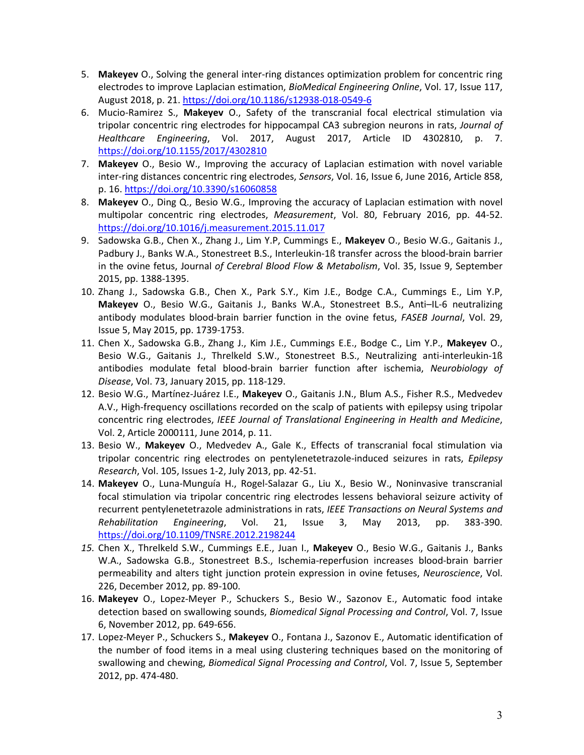5. **Makeyev** O., Solving the general inter-ring distances optimization problem for concentric ring electrodes to improve Laplacian estimation, *BioMedical Engineering Online*, Vol. 17, Issue 117, August 2018, p. 21. https://doi.org/10.1186/s12938-018-0549-6
6. Mucio-Ramirez S., **Makeyev** O., Safety of the transcranial focal electrical stimulation via tripolar concentric ring electrodes for hippocampal CA3 subregion neurons in rats, *Journal of Healthcare Engineering*, Vol. 2017, August 2017, Article ID 4302810, p. 7. https://doi.org/10.1155/2017/4302810
7. **Makeyev** O., Besio W., Improving the accuracy of Laplacian estimation with novel variable inter-ring distances concentric ring electrodes, *Sensors*, Vol. 16, Issue 6, June 2016, Article 858, p. 16. https://doi.org/10.3390/s16060858
8. **Makeyev** O., Ding Q., Besio W.G., Improving the accuracy of Laplacian estimation with novel multipolar concentric ring electrodes, *Measurement*, Vol. 80, February 2016, pp. 44-52. https://doi.org/10.1016/j.measurement.2015.11.017
9. Sadowska G.B., Chen X., Zhang J., Lim Y.P, Cummings E., **Makeyev** O., Besio W.G., Gaitanis J., Padbury J., Banks W.A., Stonestreet B.S., Interleukin-1ß transfer across the blood-brain barrier in the ovine fetus, Journal *of Cerebral Blood Flow & Metabolism*, Vol. 35, Issue 9, September 2015, pp. 1388-1395.
10. Zhang J., Sadowska G.B., Chen X., Park S.Y., Kim J.E., Bodge C.A., Cummings E., Lim Y.P, **Makeyev** O., Besio W.G., Gaitanis J., Banks W.A., Stonestreet B.S., Anti–IL-6 neutralizing antibody modulates blood-brain barrier function in the ovine fetus, *FASEB Journal*, Vol. 29, Issue 5, May 2015, pp. 1739-1753.
11. Chen X., Sadowska G.B., Zhang J., Kim J.E., Cummings E.E., Bodge C., Lim Y.P., **Makeyev** O., Besio W.G., Gaitanis J., Threlkeld S.W., Stonestreet B.S., Neutralizing anti-interleukin-1ß antibodies modulate fetal blood-brain barrier function after ischemia, *Neurobiology of Disease*, Vol. 73, January 2015, pp. 118-129.
12. Besio W.G., Martínez-Juárez I.E., **Makeyev** O., Gaitanis J.N., Blum A.S., Fisher R.S., Medvedev A.V., High-frequency oscillations recorded on the scalp of patients with epilepsy using tripolar concentric ring electrodes, *IEEE Journal of Translational Engineering in Health and Medicine*, Vol. 2, Article 2000111, June 2014, p. 11.
13. Besio W., **Makeyev** O., Medvedev A., Gale K., Effects of transcranial focal stimulation via tripolar concentric ring electrodes on pentylenetetrazole-induced seizures in rats, *Epilepsy Research*, Vol. 105, Issues 1-2, July 2013, pp. 42-51.
14. **Makeyev** O., Luna-Munguía H., Rogel-Salazar G., Liu X., Besio W., Noninvasive transcranial focal stimulation via tripolar concentric ring electrodes lessens behavioral seizure activity of recurrent pentylenetetrazole administrations in rats, *IEEE Transactions on Neural Systems and Rehabilitation Engineering*, Vol. 21, Issue 3, May 2013, pp. 383-390. https://doi.org/10.1109/TNSRE.2012.2198244
15. Chen X., Threlkeld S.W., Cummings E.E., Juan I., **Makeyev** O., Besio W.G., Gaitanis J., Banks W.A., Sadowska G.B., Stonestreet B.S., Ischemia-reperfusion increases blood-brain barrier permeability and alters tight junction protein expression in ovine fetuses, *Neuroscience*, Vol. 226, December 2012, pp. 89-100.
16. **Makeyev** O., Lopez-Meyer P., Schuckers S., Besio W., Sazonov E., Automatic food intake detection based on swallowing sounds, *Biomedical Signal Processing and Control*, Vol. 7, Issue 6, November 2012, pp. 649-656.
17. Lopez-Meyer P., Schuckers S., **Makeyev** O., Fontana J., Sazonov E., Automatic identification of the number of food items in a meal using clustering techniques based on the monitoring of swallowing and chewing, *Biomedical Signal Processing and Control*, Vol. 7, Issue 5, September 2012, pp. 474-480.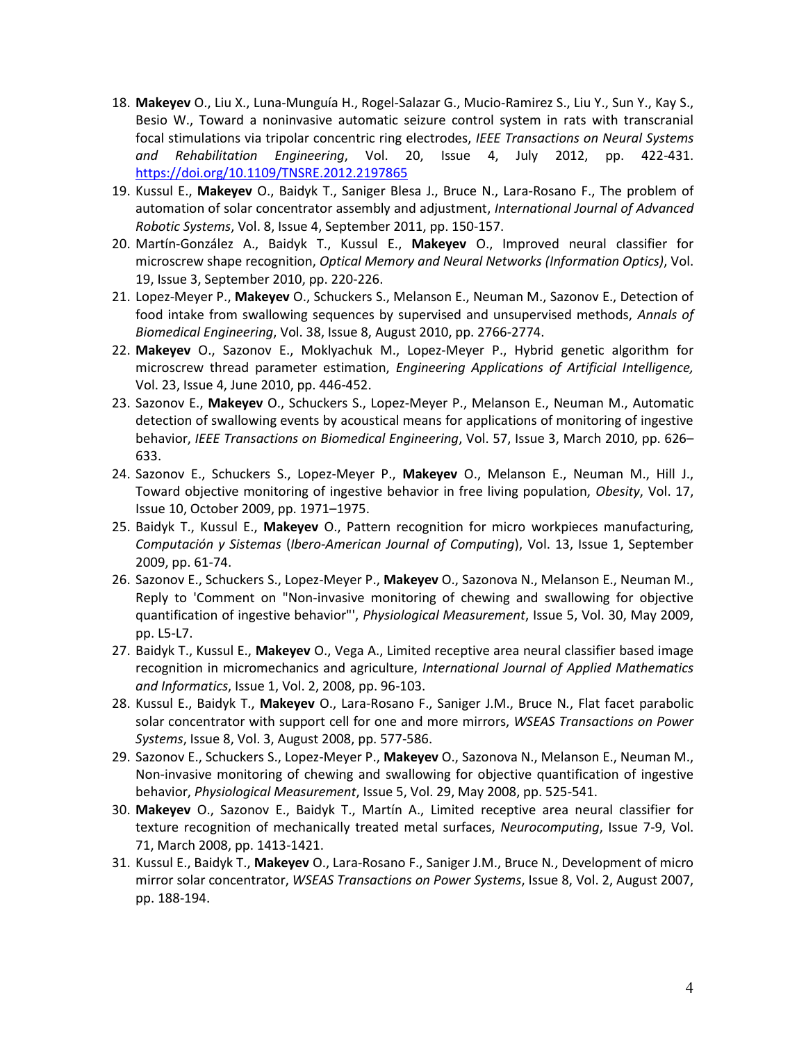18. **Makeyev** O., Liu X., Luna-Munguía H., Rogel-Salazar G., Mucio-Ramirez S., Liu Y., Sun Y., Kay S., Besio W., Toward a noninvasive automatic seizure control system in rats with transcranial focal stimulations via tripolar concentric ring electrodes, *IEEE Transactions on Neural Systems and Rehabilitation Engineering*, Vol. 20, Issue 4, July 2012, pp. 422-431. https://doi.org/10.1109/TNSRE.2012.2197865
19. Kussul E., **Makeyev** O., Baidyk T., Saniger Blesa J., Bruce N., Lara-Rosano F., The problem of automation of solar concentrator assembly and adjustment, *International Journal of Advanced Robotic Systems*, Vol. 8, Issue 4, September 2011, pp. 150-157.
20. Martín-González A., Baidyk T., Kussul E., **Makeyev** O., Improved neural classifier for microscrew shape recognition, *Optical Memory and Neural Networks (Information Optics)*, Vol. 19, Issue 3, September 2010, pp. 220-226.
21. Lopez-Meyer P., **Makeyev** O., Schuckers S., Melanson E., Neuman M., Sazonov E., Detection of food intake from swallowing sequences by supervised and unsupervised methods, *Annals of Biomedical Engineering*, Vol. 38, Issue 8, August 2010, pp. 2766-2774.
22. **Makeyev** O., Sazonov E., Moklyachuk M., Lopez-Meyer P., Hybrid genetic algorithm for microscrew thread parameter estimation, *Engineering Applications of Artificial Intelligence,* Vol. 23, Issue 4, June 2010, pp. 446-452.
23. Sazonov E., **Makeyev** O., Schuckers S., Lopez-Meyer P., Melanson E., Neuman M., Automatic detection of swallowing events by acoustical means for applications of monitoring of ingestive behavior, *IEEE Transactions on Biomedical Engineering*, Vol. 57, Issue 3, March 2010, pp. 626–633.
24. Sazonov E., Schuckers S., Lopez-Meyer P., **Makeyev** O., Melanson E., Neuman M., Hill J., Toward objective monitoring of ingestive behavior in free living population, *Obesity*, Vol. 17, Issue 10, October 2009, pp. 1971–1975.
25. Baidyk T., Kussul E., **Makeyev** O., Pattern recognition for micro workpieces manufacturing, *Computación y Sistemas* (*Ibero-American Journal of Computing*), Vol. 13, Issue 1, September 2009, pp. 61-74.
26. Sazonov E., Schuckers S., Lopez-Meyer P., **Makeyev** O., Sazonova N., Melanson E., Neuman M., Reply to 'Comment on "Non-invasive monitoring of chewing and swallowing for objective quantification of ingestive behavior"', *Physiological Measurement*, Issue 5, Vol. 30, May 2009, pp. L5-L7.
27. Baidyk T., Kussul E., **Makeyev** O., Vega A., Limited receptive area neural classifier based image recognition in micromechanics and agriculture, *International Journal of Applied Mathematics and Informatics*, Issue 1, Vol. 2, 2008, pp. 96-103.
28. Kussul E., Baidyk T., **Makeyev** O., Lara-Rosano F., Saniger J.M., Bruce N., Flat facet parabolic solar concentrator with support cell for one and more mirrors, *WSEAS Transactions on Power Systems*, Issue 8, Vol. 3, August 2008, pp. 577-586.
29. Sazonov E., Schuckers S., Lopez-Meyer P., **Makeyev** O., Sazonova N., Melanson E., Neuman M., Non-invasive monitoring of chewing and swallowing for objective quantification of ingestive behavior, *Physiological Measurement*, Issue 5, Vol. 29, May 2008, pp. 525-541.
30. **Makeyev** O., Sazonov E., Baidyk T., Martín A., Limited receptive area neural classifier for texture recognition of mechanically treated metal surfaces, *Neurocomputing*, Issue 7-9, Vol. 71, March 2008, pp. 1413-1421.
31. Kussul E., Baidyk T., **Makeyev** O., Lara-Rosano F., Saniger J.M., Bruce N., Development of micro mirror solar concentrator, *WSEAS Transactions on Power Systems*, Issue 8, Vol. 2, August 2007, pp. 188-194.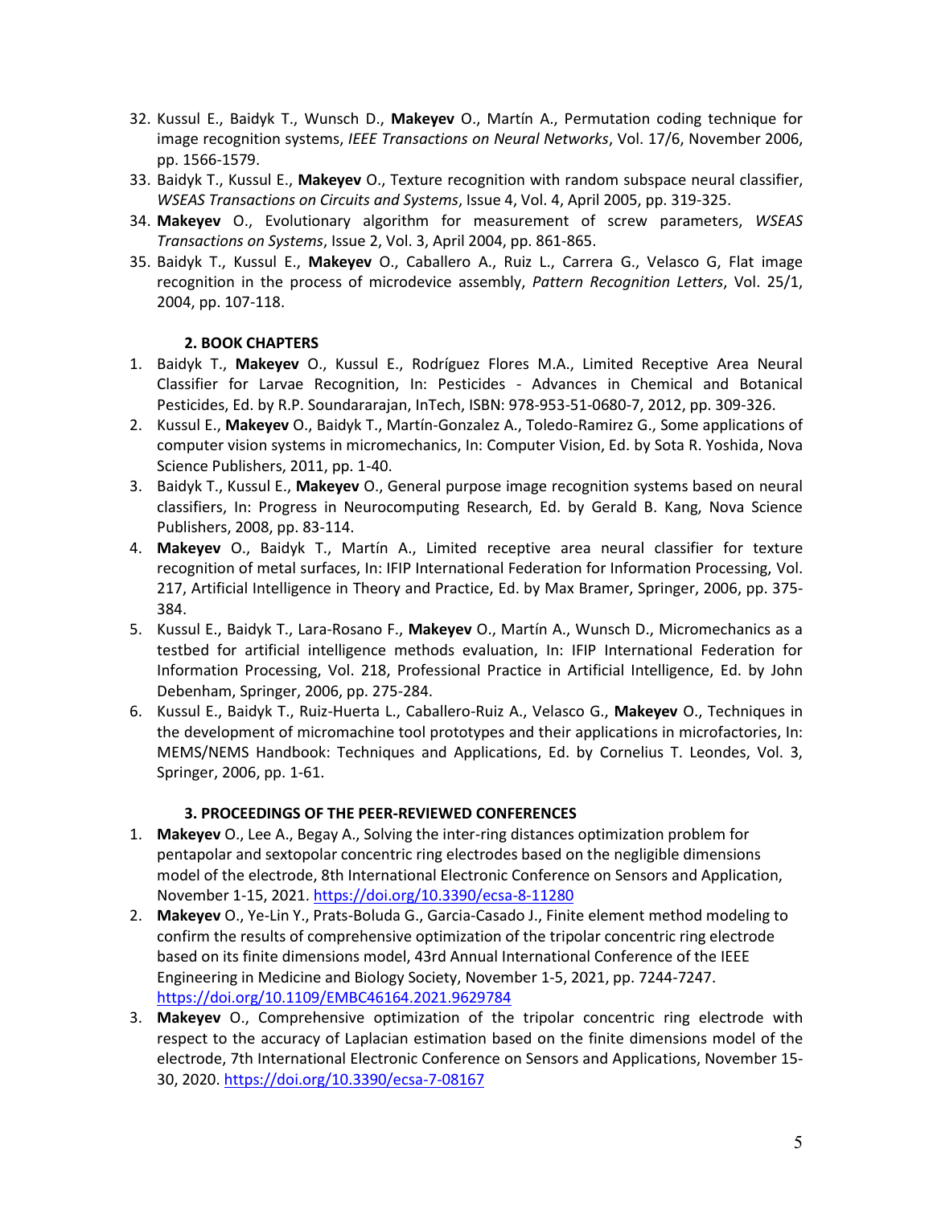32. Kussul E., Baidyk T., Wunsch D., **Makeyev** O., Martín A., Permutation coding technique for image recognition systems, *IEEE Transactions on Neural Networks*, Vol. 17/6, November 2006, pp. 1566-1579.
33. Baidyk T., Kussul E., **Makeyev** O., Texture recognition with random subspace neural classifier, *WSEAS Transactions on Circuits and Systems*, Issue 4, Vol. 4, April 2005, pp. 319-325.
34. **Makeyev** O., Evolutionary algorithm for measurement of screw parameters, *WSEAS Transactions on Systems*, Issue 2, Vol. 3, April 2004, pp. 861-865.
35. Baidyk T., Kussul E., **Makeyev** O., Caballero A., Ruiz L., Carrera G., Velasco G, Flat image recognition in the process of microdevice assembly, *Pattern Recognition Letters*, Vol. 25/1, 2004, pp. 107-118.

### 2. BOOK CHAPTERS

1. Baidyk T., **Makeyev** O., Kussul E., Rodríguez Flores M.A., Limited Receptive Area Neural Classifier for Larvae Recognition, In: Pesticides - Advances in Chemical and Botanical Pesticides, Ed. by R.P. Soundararajan, InTech, ISBN: 978-953-51-0680-7, 2012, pp. 309-326.
2. Kussul E., **Makeyev** O., Baidyk T., Martín-Gonzalez A., Toledo-Ramirez G., Some applications of computer vision systems in micromechanics, In: Computer Vision, Ed. by Sota R. Yoshida, Nova Science Publishers, 2011, pp. 1-40.
3. Baidyk T., Kussul E., **Makeyev** O., General purpose image recognition systems based on neural classifiers, In: Progress in Neurocomputing Research, Ed. by Gerald B. Kang, Nova Science Publishers, 2008, pp. 83-114.
4. **Makeyev** O., Baidyk T., Martín A., Limited receptive area neural classifier for texture recognition of metal surfaces, In: IFIP International Federation for Information Processing, Vol. 217, Artificial Intelligence in Theory and Practice, Ed. by Max Bramer, Springer, 2006, pp. 375-384.
5. Kussul E., Baidyk T., Lara-Rosano F., **Makeyev** O., Martín A., Wunsch D., Micromechanics as a testbed for artificial intelligence methods evaluation, In: IFIP International Federation for Information Processing, Vol. 218, Professional Practice in Artificial Intelligence, Ed. by John Debenham, Springer, 2006, pp. 275-284.
6. Kussul E., Baidyk T., Ruiz-Huerta L., Caballero-Ruiz A., Velasco G., **Makeyev** O., Techniques in the development of micromachine tool prototypes and their applications in microfactories, In: MEMS/NEMS Handbook: Techniques and Applications, Ed. by Cornelius T. Leondes, Vol. 3, Springer, 2006, pp. 1-61.

### 3. PROCEEDINGS OF THE PEER-REVIEWED CONFERENCES

1. **Makeyev** O., Lee A., Begay A., Solving the inter-ring distances optimization problem for pentapolar and sextopolar concentric ring electrodes based on the negligible dimensions model of the electrode, 8th International Electronic Conference on Sensors and Application, November 1-15, 2021. https://doi.org/10.3390/ecsa-8-11280
2. **Makeyev** O., Ye-Lin Y., Prats-Boluda G., Garcia-Casado J., Finite element method modeling to confirm the results of comprehensive optimization of the tripolar concentric ring electrode based on its finite dimensions model, 43rd Annual International Conference of the IEEE Engineering in Medicine and Biology Society, November 1-5, 2021, pp. 7244-7247. https://doi.org/10.1109/EMBC46164.2021.9629784
3. **Makeyev** O., Comprehensive optimization of the tripolar concentric ring electrode with respect to the accuracy of Laplacian estimation based on the finite dimensions model of the electrode, 7th International Electronic Conference on Sensors and Applications, November 15-30, 2020. https://doi.org/10.3390/ecsa-7-08167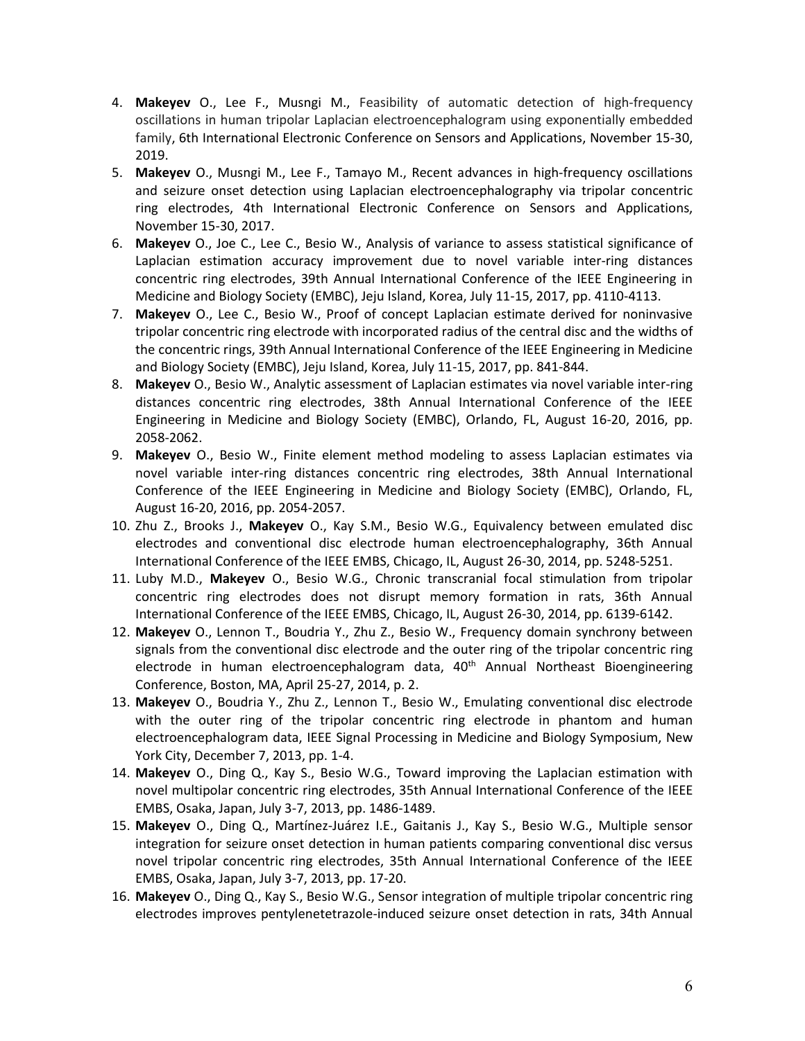4. **Makeyev** O., Lee F., Musngi M., Feasibility of automatic detection of high-frequency oscillations in human tripolar Laplacian electroencephalogram using exponentially embedded family, 6th International Electronic Conference on Sensors and Applications, November 15-30, 2019.
5. **Makeyev** O., Musngi M., Lee F., Tamayo M., Recent advances in high-frequency oscillations and seizure onset detection using Laplacian electroencephalography via tripolar concentric ring electrodes, 4th International Electronic Conference on Sensors and Applications, November 15-30, 2017.
6. **Makeyev** O., Joe C., Lee C., Besio W., Analysis of variance to assess statistical significance of Laplacian estimation accuracy improvement due to novel variable inter-ring distances concentric ring electrodes, 39th Annual International Conference of the IEEE Engineering in Medicine and Biology Society (EMBC), Jeju Island, Korea, July 11-15, 2017, pp. 4110-4113.
7. **Makeyev** O., Lee C., Besio W., Proof of concept Laplacian estimate derived for noninvasive tripolar concentric ring electrode with incorporated radius of the central disc and the widths of the concentric rings, 39th Annual International Conference of the IEEE Engineering in Medicine and Biology Society (EMBC), Jeju Island, Korea, July 11-15, 2017, pp. 841-844.
8. **Makeyev** O., Besio W., Analytic assessment of Laplacian estimates via novel variable inter-ring distances concentric ring electrodes, 38th Annual International Conference of the IEEE Engineering in Medicine and Biology Society (EMBC), Orlando, FL, August 16-20, 2016, pp. 2058-2062.
9. **Makeyev** O., Besio W., Finite element method modeling to assess Laplacian estimates via novel variable inter-ring distances concentric ring electrodes, 38th Annual International Conference of the IEEE Engineering in Medicine and Biology Society (EMBC), Orlando, FL, August 16-20, 2016, pp. 2054-2057.
10. Zhu Z., Brooks J., **Makeyev** O., Kay S.M., Besio W.G., Equivalency between emulated disc electrodes and conventional disc electrode human electroencephalography, 36th Annual International Conference of the IEEE EMBS, Chicago, IL, August 26-30, 2014, pp. 5248-5251.
11. Luby M.D., **Makeyev** O., Besio W.G., Chronic transcranial focal stimulation from tripolar concentric ring electrodes does not disrupt memory formation in rats, 36th Annual International Conference of the IEEE EMBS, Chicago, IL, August 26-30, 2014, pp. 6139-6142.
12. **Makeyev** O., Lennon T., Boudria Y., Zhu Z., Besio W., Frequency domain synchrony between signals from the conventional disc electrode and the outer ring of the tripolar concentric ring electrode in human electroencephalogram data, 40th Annual Northeast Bioengineering Conference, Boston, MA, April 25-27, 2014, p. 2.
13. **Makeyev** O., Boudria Y., Zhu Z., Lennon T., Besio W., Emulating conventional disc electrode with the outer ring of the tripolar concentric ring electrode in phantom and human electroencephalogram data, IEEE Signal Processing in Medicine and Biology Symposium, New York City, December 7, 2013, pp. 1-4.
14. **Makeyev** O., Ding Q., Kay S., Besio W.G., Toward improving the Laplacian estimation with novel multipolar concentric ring electrodes, 35th Annual International Conference of the IEEE EMBS, Osaka, Japan, July 3-7, 2013, pp. 1486-1489.
15. **Makeyev** O., Ding Q., Martínez-Juárez I.E., Gaitanis J., Kay S., Besio W.G., Multiple sensor integration for seizure onset detection in human patients comparing conventional disc versus novel tripolar concentric ring electrodes, 35th Annual International Conference of the IEEE EMBS, Osaka, Japan, July 3-7, 2013, pp. 17-20.
16. **Makeyev** O., Ding Q., Kay S., Besio W.G., Sensor integration of multiple tripolar concentric ring electrodes improves pentylenetetrazole-induced seizure onset detection in rats, 34th Annual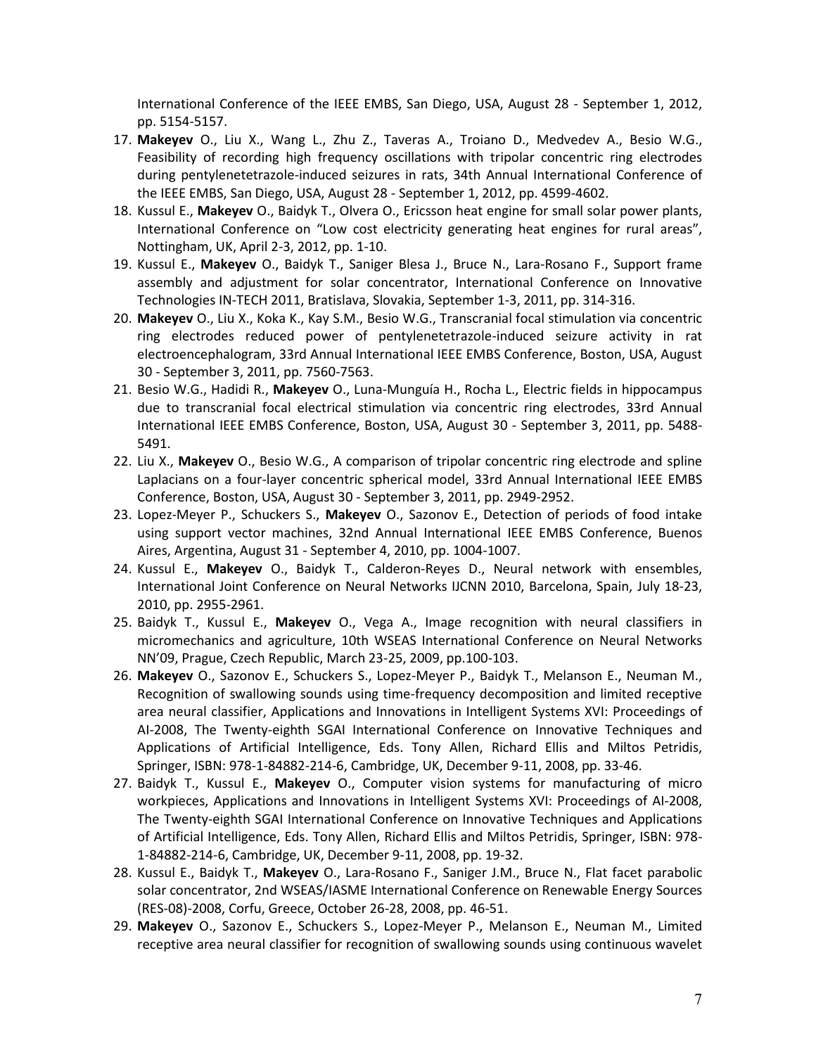International Conference of the IEEE EMBS, San Diego, USA, August 28 - September 1, 2012, pp. 5154-5157.

17. **Makeyev** O., Liu X., Wang L., Zhu Z., Taveras A., Troiano D., Medvedev A., Besio W.G., Feasibility of recording high frequency oscillations with tripolar concentric ring electrodes during pentylenetetrazole-induced seizures in rats, 34th Annual International Conference of the IEEE EMBS, San Diego, USA, August 28 - September 1, 2012, pp. 4599-4602.
18. Kussul E., **Makeyev** O., Baidyk T., Olvera O., Ericsson heat engine for small solar power plants, International Conference on "Low cost electricity generating heat engines for rural areas", Nottingham, UK, April 2-3, 2012, pp. 1-10.
19. Kussul E., **Makeyev** O., Baidyk T., Saniger Blesa J., Bruce N., Lara-Rosano F., Support frame assembly and adjustment for solar concentrator, International Conference on Innovative Technologies IN-TECH 2011, Bratislava, Slovakia, September 1-3, 2011, pp. 314-316.
20. **Makeyev** O., Liu X., Koka K., Kay S.M., Besio W.G., Transcranial focal stimulation via concentric ring electrodes reduced power of pentylenetetrazole-induced seizure activity in rat electroencephalogram, 33rd Annual International IEEE EMBS Conference, Boston, USA, August 30 - September 3, 2011, pp. 7560-7563.
21. Besio W.G., Hadidi R., **Makeyev** O., Luna-Munguía H., Rocha L., Electric fields in hippocampus due to transcranial focal electrical stimulation via concentric ring electrodes, 33rd Annual International IEEE EMBS Conference, Boston, USA, August 30 - September 3, 2011, pp. 5488-5491.
22. Liu X., **Makeyev** O., Besio W.G., A comparison of tripolar concentric ring electrode and spline Laplacians on a four-layer concentric spherical model, 33rd Annual International IEEE EMBS Conference, Boston, USA, August 30 - September 3, 2011, pp. 2949-2952.
23. Lopez-Meyer P., Schuckers S., **Makeyev** O., Sazonov E., Detection of periods of food intake using support vector machines, 32nd Annual International IEEE EMBS Conference, Buenos Aires, Argentina, August 31 - September 4, 2010, pp. 1004-1007.
24. Kussul E., **Makeyev** O., Baidyk T., Calderon-Reyes D., Neural network with ensembles, International Joint Conference on Neural Networks IJCNN 2010, Barcelona, Spain, July 18-23, 2010, pp. 2955-2961.
25. Baidyk T., Kussul E., **Makeyev** O., Vega A., Image recognition with neural classifiers in micromechanics and agriculture, 10th WSEAS International Conference on Neural Networks NN'09, Prague, Czech Republic, March 23-25, 2009, pp.100-103.
26. **Makeyev** O., Sazonov E., Schuckers S., Lopez-Meyer P., Baidyk T., Melanson E., Neuman M., Recognition of swallowing sounds using time-frequency decomposition and limited receptive area neural classifier, Applications and Innovations in Intelligent Systems XVI: Proceedings of AI-2008, The Twenty-eighth SGAI International Conference on Innovative Techniques and Applications of Artificial Intelligence, Eds. Tony Allen, Richard Ellis and Miltos Petridis, Springer, ISBN: 978-1-84882-214-6, Cambridge, UK, December 9-11, 2008, pp. 33-46.
27. Baidyk T., Kussul E., **Makeyev** O., Computer vision systems for manufacturing of micro workpieces, Applications and Innovations in Intelligent Systems XVI: Proceedings of AI-2008, The Twenty-eighth SGAI International Conference on Innovative Techniques and Applications of Artificial Intelligence, Eds. Tony Allen, Richard Ellis and Miltos Petridis, Springer, ISBN: 978-1-84882-214-6, Cambridge, UK, December 9-11, 2008, pp. 19-32.
28. Kussul E., Baidyk T., **Makeyev** O., Lara-Rosano F., Saniger J.M., Bruce N., Flat facet parabolic solar concentrator, 2nd WSEAS/IASME International Conference on Renewable Energy Sources (RES-08)-2008, Corfu, Greece, October 26-28, 2008, pp. 46-51.
29. **Makeyev** O., Sazonov E., Schuckers S., Lopez-Meyer P., Melanson E., Neuman M., Limited receptive area neural classifier for recognition of swallowing sounds using continuous wavelet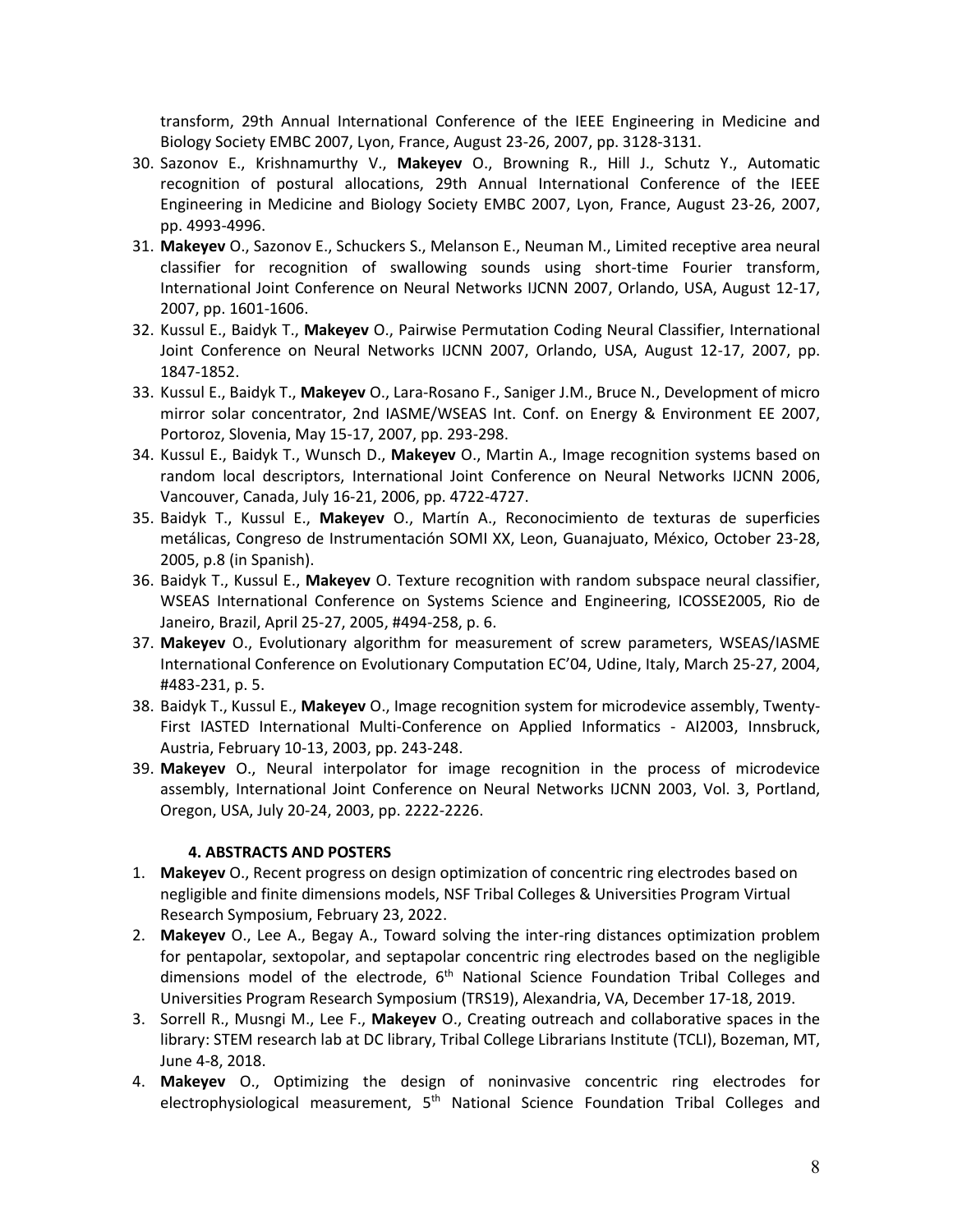transform, 29th Annual International Conference of the IEEE Engineering in Medicine and Biology Society EMBC 2007, Lyon, France, August 23-26, 2007, pp. 3128-3131.

30. Sazonov E., Krishnamurthy V., **Makeyev** O., Browning R., Hill J., Schutz Y., Automatic recognition of postural allocations, 29th Annual International Conference of the IEEE Engineering in Medicine and Biology Society EMBC 2007, Lyon, France, August 23-26, 2007, pp. 4993-4996.
31. **Makeyev** O., Sazonov E., Schuckers S., Melanson E., Neuman M., Limited receptive area neural classifier for recognition of swallowing sounds using short-time Fourier transform, International Joint Conference on Neural Networks IJCNN 2007, Orlando, USA, August 12-17, 2007, pp. 1601-1606.
32. Kussul E., Baidyk T., **Makeyev** O., Pairwise Permutation Coding Neural Classifier, International Joint Conference on Neural Networks IJCNN 2007, Orlando, USA, August 12-17, 2007, pp. 1847-1852.
33. Kussul E., Baidyk T., **Makeyev** O., Lara-Rosano F., Saniger J.M., Bruce N., Development of micro mirror solar concentrator, 2nd IASME/WSEAS Int. Conf. on Energy & Environment EE 2007, Portoroz, Slovenia, May 15-17, 2007, pp. 293-298.
34. Kussul E., Baidyk T., Wunsch D., **Makeyev** O., Martin A., Image recognition systems based on random local descriptors, International Joint Conference on Neural Networks IJCNN 2006, Vancouver, Canada, July 16-21, 2006, pp. 4722-4727.
35. Baidyk T., Kussul E., **Makeyev** O., Martín A., Reconocimiento de texturas de superficies metálicas, Congreso de Instrumentación SOMI XX, Leon, Guanajuato, México, October 23-28, 2005, p.8 (in Spanish).
36. Baidyk T., Kussul E., **Makeyev** O. Texture recognition with random subspace neural classifier, WSEAS International Conference on Systems Science and Engineering, ICOSSE2005, Rio de Janeiro, Brazil, April 25-27, 2005, #494-258, p. 6.
37. **Makeyev** O., Evolutionary algorithm for measurement of screw parameters, WSEAS/IASME International Conference on Evolutionary Computation EC'04, Udine, Italy, March 25-27, 2004, #483-231, p. 5.
38. Baidyk T., Kussul E., **Makeyev** O., Image recognition system for microdevice assembly, Twenty-First IASTED International Multi-Conference on Applied Informatics - AI2003, Innsbruck, Austria, February 10-13, 2003, pp. 243-248.
39. **Makeyev** O., Neural interpolator for image recognition in the process of microdevice assembly, International Joint Conference on Neural Networks IJCNN 2003, Vol. 3, Portland, Oregon, USA, July 20-24, 2003, pp. 2222-2226.

### 4. ABSTRACTS AND POSTERS

1. **Makeyev** O., Recent progress on design optimization of concentric ring electrodes based on negligible and finite dimensions models, NSF Tribal Colleges & Universities Program Virtual Research Symposium, February 23, 2022.
2. **Makeyev** O., Lee A., Begay A., Toward solving the inter-ring distances optimization problem for pentapolar, sextopolar, and septapolar concentric ring electrodes based on the negligible dimensions model of the electrode, 6th National Science Foundation Tribal Colleges and Universities Program Research Symposium (TRS19), Alexandria, VA, December 17-18, 2019.
3. Sorrell R., Musngi M., Lee F., **Makeyev** O., Creating outreach and collaborative spaces in the library: STEM research lab at DC library, Tribal College Librarians Institute (TCLI), Bozeman, MT, June 4-8, 2018.
4. **Makeyev** O., Optimizing the design of noninvasive concentric ring electrodes for electrophysiological measurement, 5th National Science Foundation Tribal Colleges and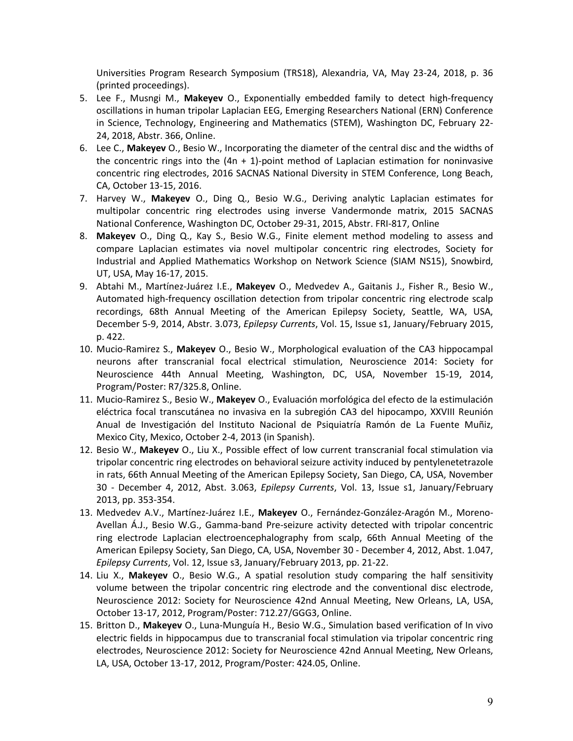Universities Program Research Symposium (TRS18), Alexandria, VA, May 23-24, 2018, p. 36 (printed proceedings).

5. Lee F., Musngi M., **Makeyev** O., Exponentially embedded family to detect high-frequency oscillations in human tripolar Laplacian EEG, Emerging Researchers National (ERN) Conference in Science, Technology, Engineering and Mathematics (STEM), Washington DC, February 22-24, 2018, Abstr. 366, Online.
6. Lee C., **Makeyev** O., Besio W., Incorporating the diameter of the central disc and the widths of the concentric rings into the (4n + 1)-point method of Laplacian estimation for noninvasive concentric ring electrodes, 2016 SACNAS National Diversity in STEM Conference, Long Beach, CA, October 13-15, 2016.
7. Harvey W., **Makeyev** O., Ding Q., Besio W.G., Deriving analytic Laplacian estimates for multipolar concentric ring electrodes using inverse Vandermonde matrix, 2015 SACNAS National Conference, Washington DC, October 29-31, 2015, Abstr. FRI-817, Online
8. **Makeyev** O., Ding Q., Kay S., Besio W.G., Finite element method modeling to assess and compare Laplacian estimates via novel multipolar concentric ring electrodes, Society for Industrial and Applied Mathematics Workshop on Network Science (SIAM NS15), Snowbird, UT, USA, May 16-17, 2015.
9. Abtahi M., Martínez-Juárez I.E., **Makeyev** O., Medvedev A., Gaitanis J., Fisher R., Besio W., Automated high-frequency oscillation detection from tripolar concentric ring electrode scalp recordings, 68th Annual Meeting of the American Epilepsy Society, Seattle, WA, USA, December 5-9, 2014, Abstr. 3.073, *Epilepsy Currents*, Vol. 15, Issue s1, January/February 2015, p. 422.
10. Mucio-Ramirez S., **Makeyev** O., Besio W., Morphological evaluation of the CA3 hippocampal neurons after transcranial focal electrical stimulation, Neuroscience 2014: Society for Neuroscience 44th Annual Meeting, Washington, DC, USA, November 15-19, 2014, Program/Poster: R7/325.8, Online.
11. Mucio-Ramirez S., Besio W., **Makeyev** O., Evaluación morfológica del efecto de la estimulación eléctrica focal transcutánea no invasiva en la subregión CA3 del hipocampo, XXVIII Reunión Anual de Investigación del Instituto Nacional de Psiquiatría Ramón de La Fuente Muñiz, Mexico City, Mexico, October 2-4, 2013 (in Spanish).
12. Besio W., **Makeyev** O., Liu X., Possible effect of low current transcranial focal stimulation via tripolar concentric ring electrodes on behavioral seizure activity induced by pentylenetetrazole in rats, 66th Annual Meeting of the American Epilepsy Society, San Diego, CA, USA, November 30 - December 4, 2012, Abst. 3.063, *Epilepsy Currents*, Vol. 13, Issue s1, January/February 2013, pp. 353-354.
13. Medvedev A.V., Martínez-Juárez I.E., **Makeyev** O., Fernández-González-Aragón M., Moreno-Avellan Á.J., Besio W.G., Gamma-band Pre-seizure activity detected with tripolar concentric ring electrode Laplacian electroencephalography from scalp, 66th Annual Meeting of the American Epilepsy Society, San Diego, CA, USA, November 30 - December 4, 2012, Abst. 1.047, *Epilepsy Currents*, Vol. 12, Issue s3, January/February 2013, pp. 21-22.
14. Liu X., **Makeyev** O., Besio W.G., A spatial resolution study comparing the half sensitivity volume between the tripolar concentric ring electrode and the conventional disc electrode, Neuroscience 2012: Society for Neuroscience 42nd Annual Meeting, New Orleans, LA, USA, October 13-17, 2012, Program/Poster: 712.27/GGG3, Online.
15. Britton D., **Makeyev** O., Luna-Munguía H., Besio W.G., Simulation based verification of In vivo electric fields in hippocampus due to transcranial focal stimulation via tripolar concentric ring electrodes, Neuroscience 2012: Society for Neuroscience 42nd Annual Meeting, New Orleans, LA, USA, October 13-17, 2012, Program/Poster: 424.05, Online.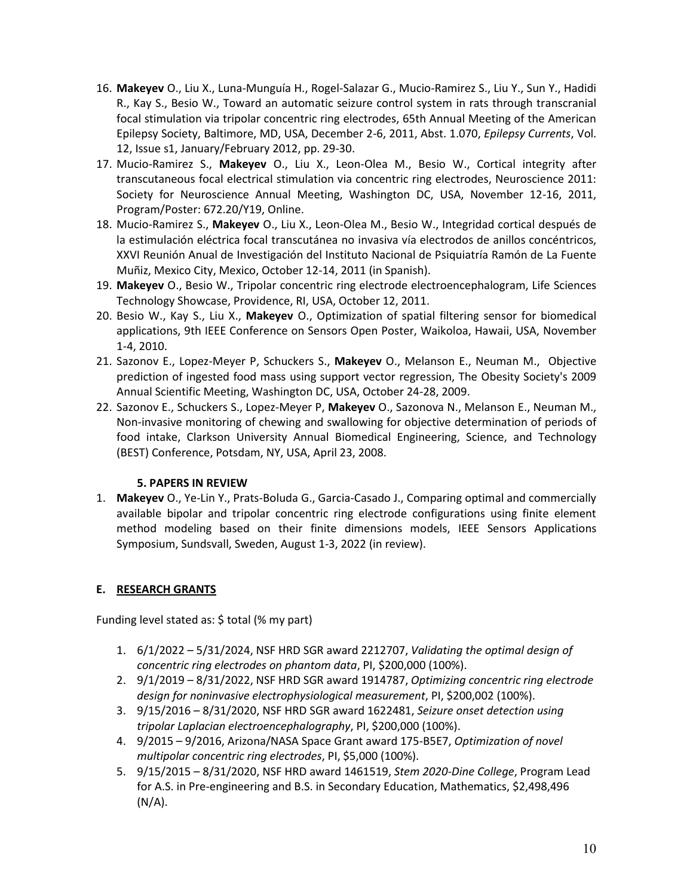16. **Makeyev** O., Liu X., Luna-Munguía H., Rogel-Salazar G., Mucio-Ramirez S., Liu Y., Sun Y., Hadidi R., Kay S., Besio W., Toward an automatic seizure control system in rats through transcranial focal stimulation via tripolar concentric ring electrodes, 65th Annual Meeting of the American Epilepsy Society, Baltimore, MD, USA, December 2-6, 2011, Abst. 1.070, *Epilepsy Currents*, Vol. 12, Issue s1, January/February 2012, pp. 29-30.
17. Mucio-Ramirez S., **Makeyev** O., Liu X., Leon-Olea M., Besio W., Cortical integrity after transcutaneous focal electrical stimulation via concentric ring electrodes, Neuroscience 2011: Society for Neuroscience Annual Meeting, Washington DC, USA, November 12-16, 2011, Program/Poster: 672.20/Y19, Online.
18. Mucio-Ramirez S., **Makeyev** O., Liu X., Leon-Olea M., Besio W., Integridad cortical después de la estimulación eléctrica focal transcutánea no invasiva vía electrodos de anillos concéntricos, XXVI Reunión Anual de Investigación del Instituto Nacional de Psiquiatría Ramón de La Fuente Muñiz, Mexico City, Mexico, October 12-14, 2011 (in Spanish).
19. **Makeyev** O., Besio W., Tripolar concentric ring electrode electroencephalogram, Life Sciences Technology Showcase, Providence, RI, USA, October 12, 2011.
20. Besio W., Kay S., Liu X., **Makeyev** O., Optimization of spatial filtering sensor for biomedical applications, 9th IEEE Conference on Sensors Open Poster, Waikoloa, Hawaii, USA, November 1-4, 2010.
21. Sazonov E., Lopez-Meyer P, Schuckers S., **Makeyev** O., Melanson E., Neuman M., Objective prediction of ingested food mass using support vector regression, The Obesity Society's 2009 Annual Scientific Meeting, Washington DC, USA, October 24-28, 2009.
22. Sazonov E., Schuckers S., Lopez-Meyer P, **Makeyev** O., Sazonova N., Melanson E., Neuman M., Non-invasive monitoring of chewing and swallowing for objective determination of periods of food intake, Clarkson University Annual Biomedical Engineering, Science, and Technology (BEST) Conference, Potsdam, NY, USA, April 23, 2008.

#### 5. PAPERS IN REVIEW

1. **Makeyev** O., Ye-Lin Y., Prats-Boluda G., Garcia-Casado J., Comparing optimal and commercially available bipolar and tripolar concentric ring electrode configurations using finite element method modeling based on their finite dimensions models, IEEE Sensors Applications Symposium, Sundsvall, Sweden, August 1-3, 2022 (in review).

### E. RESEARCH GRANTS

Funding level stated as: $ total (% my part)

1. 6/1/2022 – 5/31/2024, NSF HRD SGR award 2212707, *Validating the optimal design of concentric ring electrodes on phantom data*, PI, $200,000 (100%).
2. 9/1/2019 – 8/31/2022, NSF HRD SGR award 1914787, *Optimizing concentric ring electrode design for noninvasive electrophysiological measurement*, PI, $200,002 (100%).
3. 9/15/2016 – 8/31/2020, NSF HRD SGR award 1622481, *Seizure onset detection using tripolar Laplacian electroencephalography*, PI, $200,000 (100%).
4. 9/2015 – 9/2016, Arizona/NASA Space Grant award 175-B5E7, *Optimization of novel multipolar concentric ring electrodes*, PI, $5,000 (100%).
5. 9/15/2015 – 8/31/2020, NSF HRD award 1461519, *Stem 2020-Dine College*, Program Lead for A.S. in Pre-engineering and B.S. in Secondary Education, Mathematics, $2,498,496 (N/A).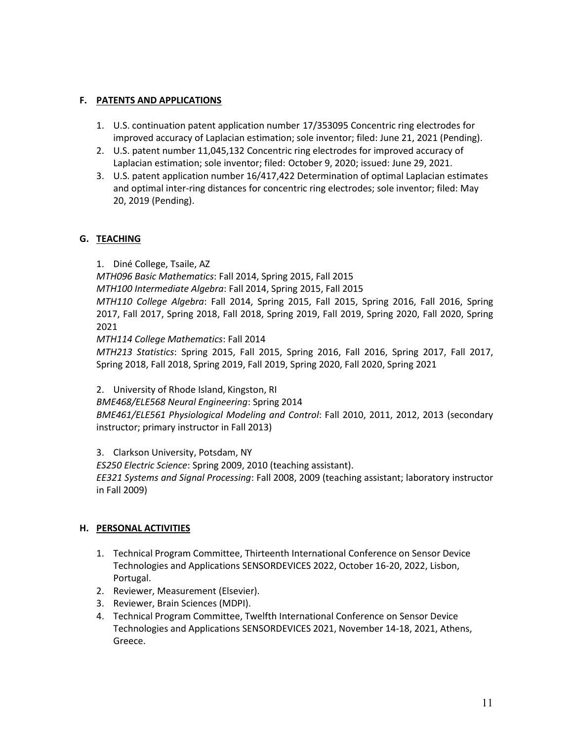## F. PATENTS AND APPLICATIONS

1. U.S. continuation patent application number 17/353095 Concentric ring electrodes for improved accuracy of Laplacian estimation; sole inventor; filed: June 21, 2021 (Pending).
2. U.S. patent number 11,045,132 Concentric ring electrodes for improved accuracy of Laplacian estimation; sole inventor; filed: October 9, 2020; issued: June 29, 2021.
3. U.S. patent application number 16/417,422 Determination of optimal Laplacian estimates and optimal inter-ring distances for concentric ring electrodes; sole inventor; filed: May 20, 2019 (Pending).

## G. TEACHING

1. Diné College, Tsaile, AZ

*MTH096 Basic Mathematics*: Fall 2014, Spring 2015, Fall 2015

*MTH100 Intermediate Algebra*: Fall 2014, Spring 2015, Fall 2015

*MTH110 College Algebra*: Fall 2014, Spring 2015, Fall 2015, Spring 2016, Fall 2016, Spring 2017, Fall 2017, Spring 2018, Fall 2018, Spring 2019, Fall 2019, Spring 2020, Fall 2020, Spring 2021

*MTH114 College Mathematics*: Fall 2014

*MTH213 Statistics*: Spring 2015, Fall 2015, Spring 2016, Fall 2016, Spring 2017, Fall 2017, Spring 2018, Fall 2018, Spring 2019, Fall 2019, Spring 2020, Fall 2020, Spring 2021

2. University of Rhode Island, Kingston, RI

*BME468/ELE568 Neural Engineering*: Spring 2014

*BME461/ELE561 Physiological Modeling and Control*: Fall 2010, 2011, 2012, 2013 (secondary instructor; primary instructor in Fall 2013)

3. Clarkson University, Potsdam, NY

*ES250 Electric Science*: Spring 2009, 2010 (teaching assistant).

*EE321 Systems and Signal Processing*: Fall 2008, 2009 (teaching assistant; laboratory instructor in Fall 2009)

## H. PERSONAL ACTIVITIES

1. Technical Program Committee, Thirteenth International Conference on Sensor Device Technologies and Applications SENSORDEVICES 2022, October 16-20, 2022, Lisbon, Portugal.
2. Reviewer, Measurement (Elsevier).
3. Reviewer, Brain Sciences (MDPI).
4. Technical Program Committee, Twelfth International Conference on Sensor Device Technologies and Applications SENSORDEVICES 2021, November 14-18, 2021, Athens, Greece.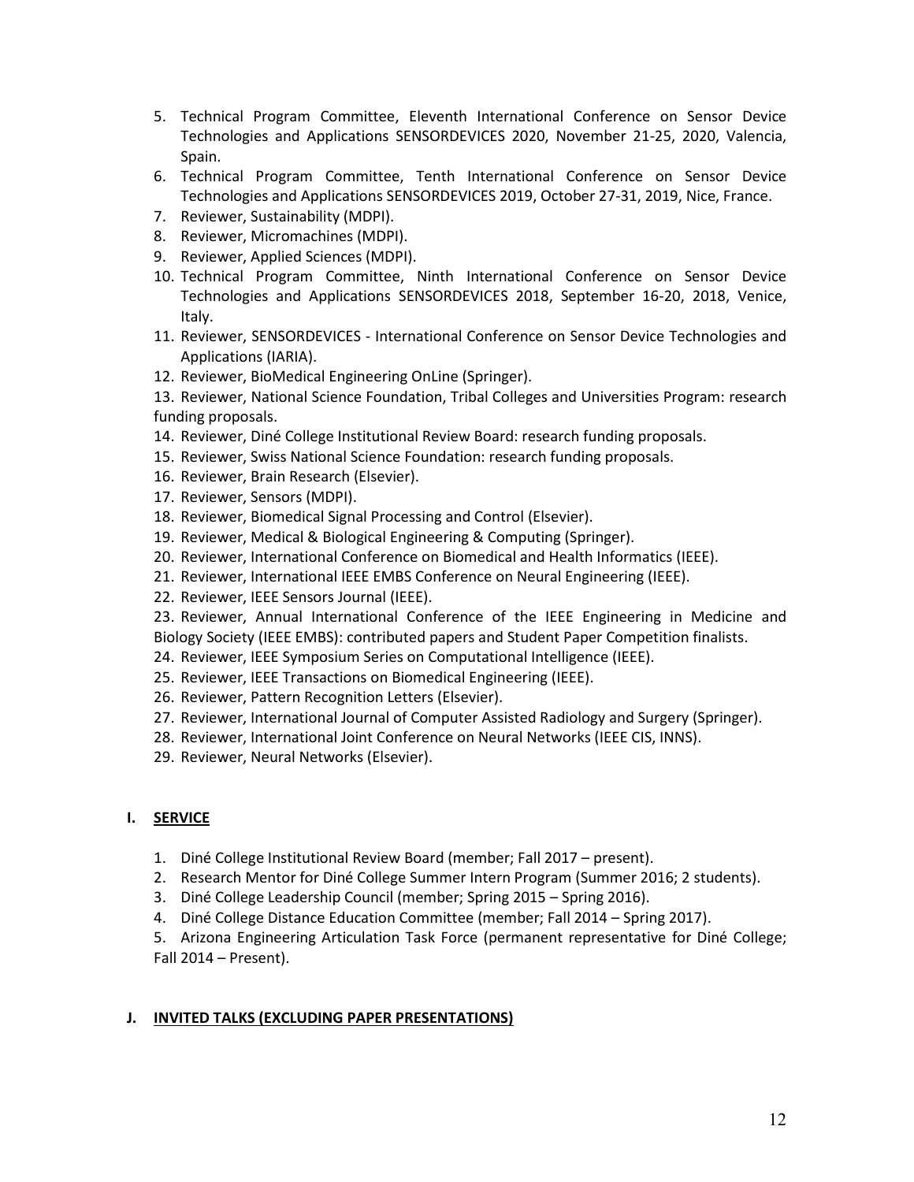5. Technical Program Committee, Eleventh International Conference on Sensor Device Technologies and Applications SENSORDEVICES 2020, November 21-25, 2020, Valencia, Spain.
6. Technical Program Committee, Tenth International Conference on Sensor Device Technologies and Applications SENSORDEVICES 2019, October 27-31, 2019, Nice, France.
7. Reviewer, Sustainability (MDPI).
8. Reviewer, Micromachines (MDPI).
9. Reviewer, Applied Sciences (MDPI).
10. Technical Program Committee, Ninth International Conference on Sensor Device Technologies and Applications SENSORDEVICES 2018, September 16-20, 2018, Venice, Italy.
11. Reviewer, SENSORDEVICES - International Conference on Sensor Device Technologies and Applications (IARIA).
12. Reviewer, BioMedical Engineering OnLine (Springer).
13. Reviewer, National Science Foundation, Tribal Colleges and Universities Program: research funding proposals.
14. Reviewer, Diné College Institutional Review Board: research funding proposals.
15. Reviewer, Swiss National Science Foundation: research funding proposals.
16. Reviewer, Brain Research (Elsevier).
17. Reviewer, Sensors (MDPI).
18. Reviewer, Biomedical Signal Processing and Control (Elsevier).
19. Reviewer, Medical & Biological Engineering & Computing (Springer).
20. Reviewer, International Conference on Biomedical and Health Informatics (IEEE).
21. Reviewer, International IEEE EMBS Conference on Neural Engineering (IEEE).
22. Reviewer, IEEE Sensors Journal (IEEE).
23. Reviewer, Annual International Conference of the IEEE Engineering in Medicine and Biology Society (IEEE EMBS): contributed papers and Student Paper Competition finalists.
24. Reviewer, IEEE Symposium Series on Computational Intelligence (IEEE).
25. Reviewer, IEEE Transactions on Biomedical Engineering (IEEE).
26. Reviewer, Pattern Recognition Letters (Elsevier).
27. Reviewer, International Journal of Computer Assisted Radiology and Surgery (Springer).
28. Reviewer, International Joint Conference on Neural Networks (IEEE CIS, INNS).
29. Reviewer, Neural Networks (Elsevier).

## I. SERVICE

1. Diné College Institutional Review Board (member; Fall 2017 – present).
2. Research Mentor for Diné College Summer Intern Program (Summer 2016; 2 students).
3. Diné College Leadership Council (member; Spring 2015 – Spring 2016).
4. Diné College Distance Education Committee (member; Fall 2014 – Spring 2017).
5. Arizona Engineering Articulation Task Force (permanent representative for Diné College; Fall 2014 – Present).

## J. INVITED TALKS (EXCLUDING PAPER PRESENTATIONS)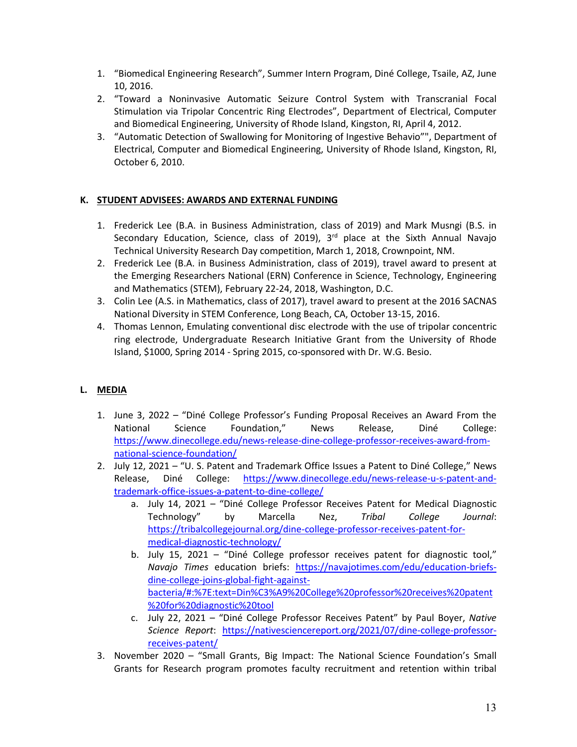1. "Biomedical Engineering Research", Summer Intern Program, Diné College, Tsaile, AZ, June 10, 2016.
2. "Toward a Noninvasive Automatic Seizure Control System with Transcranial Focal Stimulation via Tripolar Concentric Ring Electrodes", Department of Electrical, Computer and Biomedical Engineering, University of Rhode Island, Kingston, RI, April 4, 2012.
3. "Automatic Detection of Swallowing for Monitoring of Ingestive Behavio"", Department of Electrical, Computer and Biomedical Engineering, University of Rhode Island, Kingston, RI, October 6, 2010.

## K. STUDENT ADVISEES: AWARDS AND EXTERNAL FUNDING

1. Frederick Lee (B.A. in Business Administration, class of 2019) and Mark Musngi (B.S. in Secondary Education, Science, class of 2019), 3rd place at the Sixth Annual Navajo Technical University Research Day competition, March 1, 2018, Crownpoint, NM.
2. Frederick Lee (B.A. in Business Administration, class of 2019), travel award to present at the Emerging Researchers National (ERN) Conference in Science, Technology, Engineering and Mathematics (STEM), February 22-24, 2018, Washington, D.C.
3. Colin Lee (A.S. in Mathematics, class of 2017), travel award to present at the 2016 SACNAS National Diversity in STEM Conference, Long Beach, CA, October 13-15, 2016.
4. Thomas Lennon, Emulating conventional disc electrode with the use of tripolar concentric ring electrode, Undergraduate Research Initiative Grant from the University of Rhode Island, $1000, Spring 2014 - Spring 2015, co-sponsored with Dr. W.G. Besio.

## L. MEDIA

1. June 3, 2022 – "Diné College Professor's Funding Proposal Receives an Award From the National Science Foundation," News Release, Diné College: https://www.dinecollege.edu/news-release-dine-college-professor-receives-award-from-national-science-foundation/
2. July 12, 2021 – "U. S. Patent and Trademark Office Issues a Patent to Diné College," News Release, Diné College: https://www.dinecollege.edu/news-release-u-s-patent-and-trademark-office-issues-a-patent-to-dine-college/
   a. July 14, 2021 – "Diné College Professor Receives Patent for Medical Diagnostic Technology" by Marcella Nez, *Tribal College Journal*: https://tribalcollegejournal.org/dine-college-professor-receives-patent-for-medical-diagnostic-technology/
   b. July 15, 2021 – "Diné College professor receives patent for diagnostic tool," *Navajo Times* education briefs: https://navajotimes.com/edu/education-briefs-dine-college-joins-global-fight-against-bacteria/#:%7E:text=Din%C3%A9%20College%20professor%20receives%20patent%20for%20diagnostic%20tool
   c. July 22, 2021 – "Diné College Professor Receives Patent" by Paul Boyer, *Native Science Report*: https://nativesciencereport.org/2021/07/dine-college-professor-receives-patent/
3. November 2020 – "Small Grants, Big Impact: The National Science Foundation's Small Grants for Research program promotes faculty recruitment and retention within tribal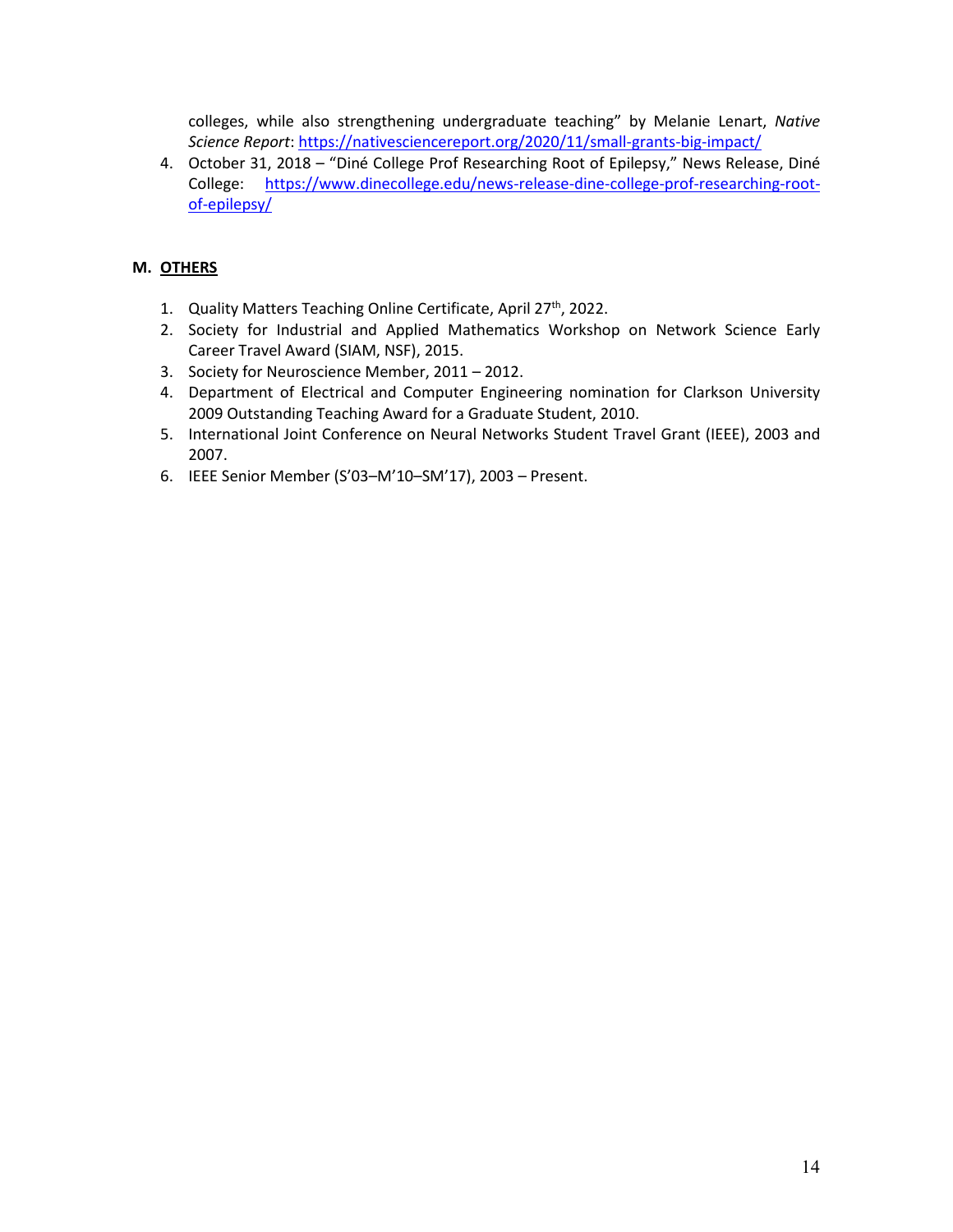colleges, while also strengthening undergraduate teaching" by Melanie Lenart, *Native Science Report*: https://nativesciencereport.org/2020/11/small-grants-big-impact/

4. October 31, 2018 – "Diné College Prof Researching Root of Epilepsy," News Release, Diné College: https://www.dinecollege.edu/news-release-dine-college-prof-researching-root-of-epilepsy/

## M. OTHERS

1. Quality Matters Teaching Online Certificate, April 27th, 2022.
2. Society for Industrial and Applied Mathematics Workshop on Network Science Early Career Travel Award (SIAM, NSF), 2015.
3. Society for Neuroscience Member, 2011 – 2012.
4. Department of Electrical and Computer Engineering nomination for Clarkson University 2009 Outstanding Teaching Award for a Graduate Student, 2010.
5. International Joint Conference on Neural Networks Student Travel Grant (IEEE), 2003 and 2007.
6. IEEE Senior Member (S'03–M'10–SM'17), 2003 – Present.